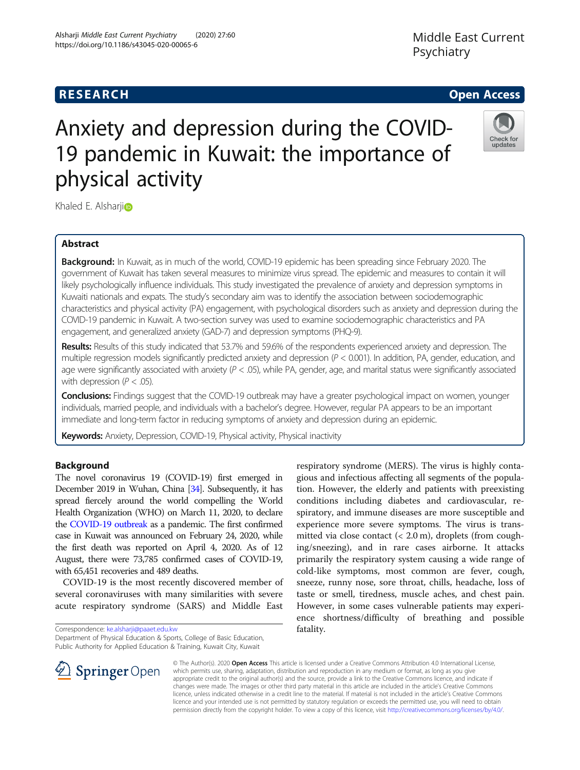RESEARCH | Open Access

# Anxiety and depression during the COVID-19 pandemic in Kuwait: the importance of physical activity

Khaled E. Alsharji

## Abstract

**Background:** In Kuwait, as in much of the world, COVID-19 epidemic has been spreading since February 2020. The government of Kuwait has taken several measures to minimize virus spread. The epidemic and measures to contain it will likely psychologically influence individuals. This study investigated the prevalence of anxiety and depression symptoms in Kuwaiti nationals and expats. The study's secondary aim was to identify the association between sociodemographic characteristics and physical activity (PA) engagement, with psychological disorders such as anxiety and depression during the COVID-19 pandemic in Kuwait. A two-section survey was used to examine sociodemographic characteristics and PA engagement, and generalized anxiety (GAD-7) and depression symptoms (PHQ-9).

**Results:** Results of this study indicated that 53.7% and 59.6% of the respondents experienced anxiety and depression. The multiple regression models significantly predicted anxiety and depression ($P < 0.001$). In addition, PA, gender, education, and age were significantly associated with anxiety ($P < .05$), while PA, gender, age, and marital status were significantly associated with depression ($P < .05$).

**Conclusions:** Findings suggest that the COVID-19 outbreak may have a greater psychological impact on women, younger individuals, married people, and individuals with a bachelor's degree. However, regular PA appears to be an important immediate and long-term factor in reducing symptoms of anxiety and depression during an epidemic.

**Keywords:** Anxiety, Depression, COVID-19, Physical activity, Physical inactivity

## Background

The novel coronavirus 19 (COVID-19) first emerged in December 2019 in Wuhan, China [34]. Subsequently, it has spread fiercely around the world compelling the World Health Organization (WHO) on March 11, 2020, to declare the COVID-19 outbreak as a pandemic. The first confirmed case in Kuwait was announced on February 24, 2020, while the first death was reported on April 4, 2020. As of 12 August, there were 73,785 confirmed cases of COVID-19, with 65,451 recoveries and 489 deaths.

COVID-19 is the most recently discovered member of several coronaviruses with many similarities with severe acute respiratory syndrome (SARS) and Middle East respiratory syndrome (MERS). The virus is highly contagious and infectious affecting all segments of the population. However, the elderly and patients with preexisting conditions including diabetes and cardiovascular, respiratory, and immune diseases are more susceptible and experience more severe symptoms. The virus is transmitted via close contact (< 2.0 m), droplets (from coughing/sneezing), and in rare cases airborne. It attacks primarily the respiratory system causing a wide range of cold-like symptoms, most common are fever, cough, sneeze, runny nose, sore throat, chills, headache, loss of taste or smell, tiredness, muscle aches, and chest pain. However, in some cases vulnerable patients may experience shortness/difficulty of breathing and possible fatality.

Correspondence: ke.alsharji@paaet.edu.kw
Department of Physical Education & Sports, College of Basic Education, Public Authority for Applied Education & Training, Kuwait City, Kuwait

© The Author(s). 2020 **Open Access** This article is licensed under a Creative Commons Attribution 4.0 International License, which permits use, sharing, adaptation, distribution and reproduction in any medium or format, as long as you give appropriate credit to the original author(s) and the source, provide a link to the Creative Commons licence, and indicate if changes were made. The images or other third party material in this article are included in the article's Creative Commons licence, unless indicated otherwise in a credit line to the material. If material is not included in the article's Creative Commons licence and your intended use is not permitted by statutory regulation or exceeds the permitted use, you will need to obtain permission directly from the copyright holder. To view a copy of this licence, visit http://creativecommons.org/licenses/by/4.0/.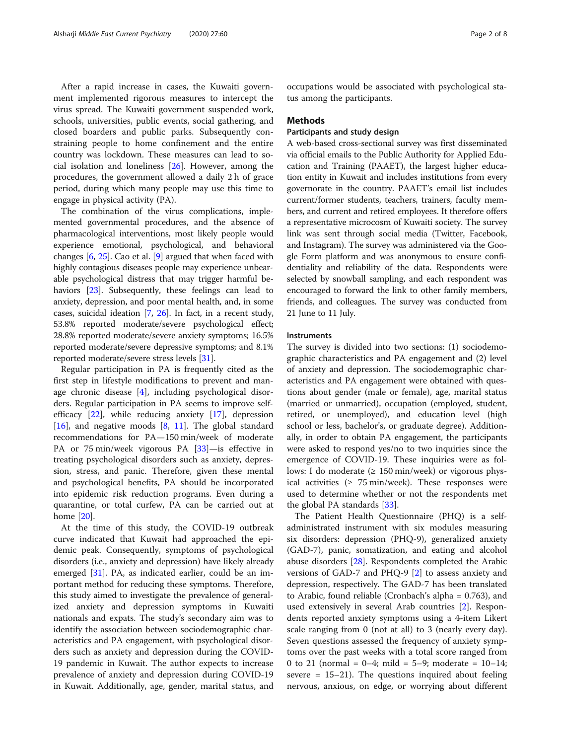After a rapid increase in cases, the Kuwaiti government implemented rigorous measures to intercept the virus spread. The Kuwaiti government suspended work, schools, universities, public events, social gathering, and closed boarders and public parks. Subsequently constraining people to home confinement and the entire country was lockdown. These measures can lead to social isolation and loneliness [26]. However, among the procedures, the government allowed a daily 2 h of grace period, during which many people may use this time to engage in physical activity (PA).

The combination of the virus complications, implemented governmental procedures, and the absence of pharmacological interventions, most likely people would experience emotional, psychological, and behavioral changes [6, 25]. Cao et al. [9] argued that when faced with highly contagious diseases people may experience unbearable psychological distress that may trigger harmful behaviors [23]. Subsequently, these feelings can lead to anxiety, depression, and poor mental health, and, in some cases, suicidal ideation [7, 26]. In fact, in a recent study, 53.8% reported moderate/severe psychological effect; 28.8% reported moderate/severe anxiety symptoms; 16.5% reported moderate/severe depressive symptoms; and 8.1% reported moderate/severe stress levels [31].

Regular participation in PA is frequently cited as the first step in lifestyle modifications to prevent and manage chronic disease [4], including psychological disorders. Regular participation in PA seems to improve self-efficacy [22], while reducing anxiety [17], depression [16], and negative moods [8, 11]. The global standard recommendations for PA—150 min/week of moderate PA or 75 min/week vigorous PA [33]—is effective in treating psychological disorders such as anxiety, depression, stress, and panic. Therefore, given these mental and psychological benefits, PA should be incorporated into epidemic risk reduction programs. Even during a quarantine, or total curfew, PA can be carried out at home [20].

At the time of this study, the COVID-19 outbreak curve indicated that Kuwait had approached the epidemic peak. Consequently, symptoms of psychological disorders (i.e., anxiety and depression) have likely already emerged [31]. PA, as indicated earlier, could be an important method for reducing these symptoms. Therefore, this study aimed to investigate the prevalence of generalized anxiety and depression symptoms in Kuwaiti nationals and expats. The study's secondary aim was to identify the association between sociodemographic characteristics and PA engagement, with psychological disorders such as anxiety and depression during the COVID-19 pandemic in Kuwait. The author expects to increase prevalence of anxiety and depression during COVID-19 in Kuwait. Additionally, age, gender, marital status, and occupations would be associated with psychological status among the participants.

## Methods

### Participants and study design

A web-based cross-sectional survey was first disseminated via official emails to the Public Authority for Applied Education and Training (PAAET), the largest higher education entity in Kuwait and includes institutions from every governorate in the country. PAAET's email list includes current/former students, teachers, trainers, faculty members, and current and retired employees. It therefore offers a representative microcosm of Kuwaiti society. The survey link was sent through social media (Twitter, Facebook, and Instagram). The survey was administered via the Google Form platform and was anonymous to ensure confidentiality and reliability of the data. Respondents were selected by snowball sampling, and each respondent was encouraged to forward the link to other family members, friends, and colleagues. The survey was conducted from 21 June to 11 July.

### Instruments

The survey is divided into two sections: (1) sociodemographic characteristics and PA engagement and (2) level of anxiety and depression. The sociodemographic characteristics and PA engagement were obtained with questions about gender (male or female), age, marital status (married or unmarried), occupation (employed, student, retired, or unemployed), and education level (high school or less, bachelor's, or graduate degree). Additionally, in order to obtain PA engagement, the participants were asked to respond yes/no to two inquiries since the emergence of COVID-19. These inquiries were as follows: I do moderate (≥ 150 min/week) or vigorous physical activities (≥ 75 min/week). These responses were used to determine whether or not the respondents met the global PA standards [33].

The Patient Health Questionnaire (PHQ) is a self-administrated instrument with six modules measuring six disorders: depression (PHQ-9), generalized anxiety (GAD-7), panic, somatization, and eating and alcohol abuse disorders [28]. Respondents completed the Arabic versions of GAD-7 and PHQ-9 [2] to assess anxiety and depression, respectively. The GAD-7 has been translated to Arabic, found reliable (Cronbach's alpha = 0.763), and used extensively in several Arab countries [2]. Respondents reported anxiety symptoms using a 4-item Likert scale ranging from 0 (not at all) to 3 (nearly every day). Seven questions assessed the frequency of anxiety symptoms over the past weeks with a total score ranged from 0 to 21 (normal = 0–4; mild = 5–9; moderate = 10–14; severe = 15–21). The questions inquired about feeling nervous, anxious, on edge, or worrying about different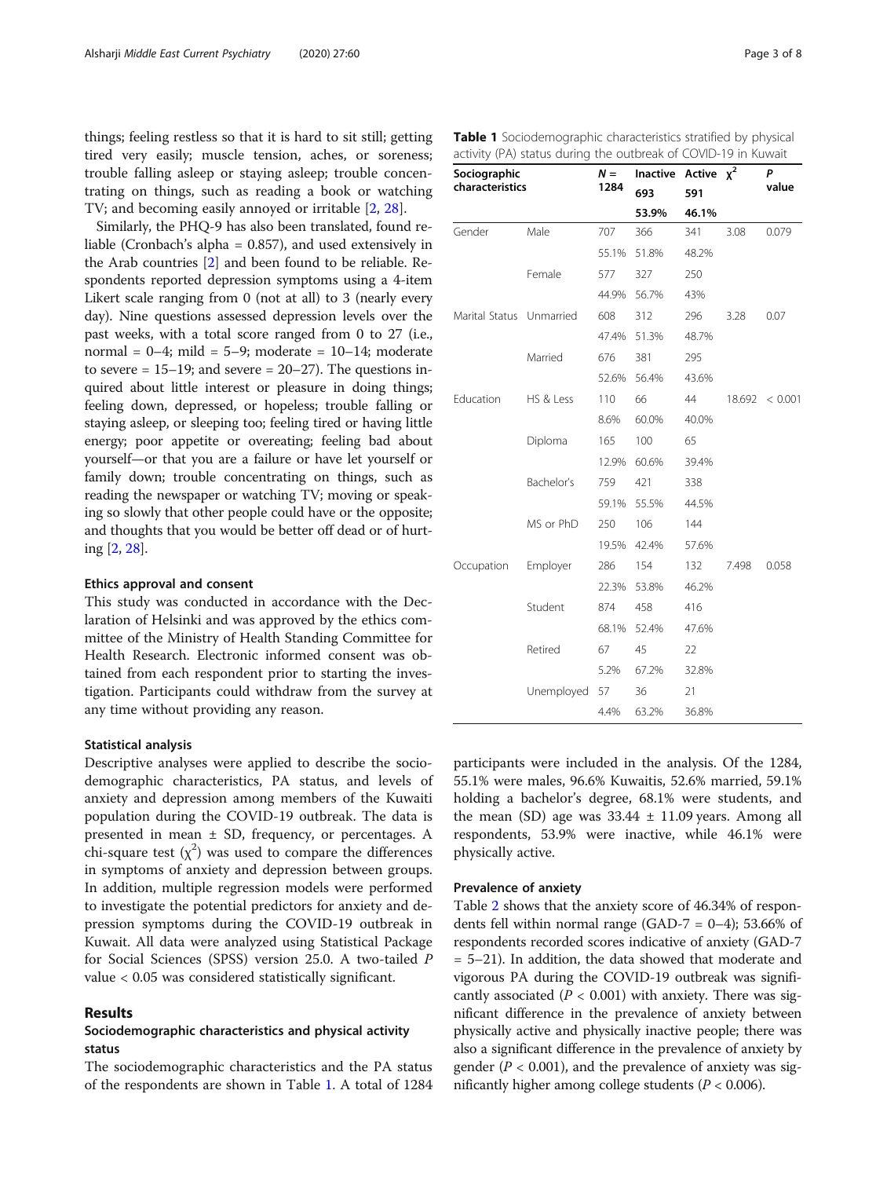things; feeling restless so that it is hard to sit still; getting tired very easily; muscle tension, aches, or soreness; trouble falling asleep or staying asleep; trouble concentrating on things, such as reading a book or watching TV; and becoming easily annoyed or irritable [2, 28].

Similarly, the PHQ-9 has also been translated, found reliable (Cronbach's alpha = 0.857), and used extensively in the Arab countries [2] and been found to be reliable. Respondents reported depression symptoms using a 4-item Likert scale ranging from 0 (not at all) to 3 (nearly every day). Nine questions assessed depression levels over the past weeks, with a total score ranged from 0 to 27 (i.e., normal = 0–4; mild = 5–9; moderate = 10–14; moderate to severe = 15–19; and severe = 20–27). The questions inquired about little interest or pleasure in doing things; feeling down, depressed, or hopeless; trouble falling or staying asleep, or sleeping too; feeling tired or having little energy; poor appetite or overeating; feeling bad about yourself—or that you are a failure or have let yourself or family down; trouble concentrating on things, such as reading the newspaper or watching TV; moving or speaking so slowly that other people could have or the opposite; and thoughts that you would be better off dead or of hurting [2, 28].

### Ethics approval and consent

This study was conducted in accordance with the Declaration of Helsinki and was approved by the ethics committee of the Ministry of Health Standing Committee for Health Research. Electronic informed consent was obtained from each respondent prior to starting the investigation. Participants could withdraw from the survey at any time without providing any reason.

### Statistical analysis

Descriptive analyses were applied to describe the sociodemographic characteristics, PA status, and levels of anxiety and depression among members of the Kuwaiti population during the COVID-19 outbreak. The data is presented in mean ± SD, frequency, or percentages. A chi-square test ($\chi^2$) was used to compare the differences in symptoms of anxiety and depression between groups. In addition, multiple regression models were performed to investigate the potential predictors for anxiety and depression symptoms during the COVID-19 outbreak in Kuwait. All data were analyzed using Statistical Package for Social Sciences (SPSS) version 25.0. A two-tailed $P$ value < 0.05 was considered statistically significant.

## Results

### Sociodemographic characteristics and physical activity status

The sociodemographic characteristics and the PA status of the respondents are shown in Table 1. A total of 1284 participants were included in the analysis. Of the 1284, 55.1% were males, 96.6% Kuwaitis, 52.6% married, 59.1% holding a bachelor's degree, 68.1% were students, and the mean (SD) age was 33.44 ± 11.09 years. Among all respondents, 53.9% were inactive, while 46.1% were physically active.

**Table 1** Sociodemographic characteristics stratified by physical activity (PA) status during the outbreak of COVID-19 in Kuwait

| Sociographic characteristics | | $N$ = 1284 | Inactive 693 53.9% | Active 591 46.1% | $\chi^2$ | $P$ value |
|---|---|---|---|---|---|---|
| Gender | Male | 707 | 366 | 341 | 3.08 | 0.079 |
| | | 55.1% | 51.8% | 48.2% | | |
| | Female | 577 | 327 | 250 | | |
| | | 44.9% | 56.7% | 43% | | |
| Marital Status | Unmarried | 608 | 312 | 296 | 3.28 | 0.07 |
| | | 47.4% | 51.3% | 48.7% | | |
| | Married | 676 | 381 | 295 | | |
| | | 52.6% | 56.4% | 43.6% | | |
| Education | HS & Less | 110 | 66 | 44 | 18.692 | < 0.001 |
| | | 8.6% | 60.0% | 40.0% | | |
| | Diploma | 165 | 100 | 65 | | |
| | | 12.9% | 60.6% | 39.4% | | |
| | Bachelor's | 759 | 421 | 338 | | |
| | | 59.1% | 55.5% | 44.5% | | |
| | MS or PhD | 250 | 106 | 144 | | |
| | | 19.5% | 42.4% | 57.6% | | |
| Occupation | Employer | 286 | 154 | 132 | 7.498 | 0.058 |
| | | 22.3% | 53.8% | 46.2% | | |
| | Student | 874 | 458 | 416 | | |
| | | 68.1% | 52.4% | 47.6% | | |
| | Retired | 67 | 45 | 22 | | |
| | | 5.2% | 67.2% | 32.8% | | |
| | Unemployed | 57 | 36 | 21 | | |
| | | 4.4% | 63.2% | 36.8% | | |

### Prevalence of anxiety

Table 2 shows that the anxiety score of 46.34% of respondents fell within normal range (GAD-7 = 0–4); 53.66% of respondents recorded scores indicative of anxiety (GAD-7 = 5–21). In addition, the data showed that moderate and vigorous PA during the COVID-19 outbreak was significantly associated ($P$ < 0.001) with anxiety. There was significant difference in the prevalence of anxiety between physically active and physically inactive people; there was also a significant difference in the prevalence of anxiety by gender ($P$ < 0.001), and the prevalence of anxiety was significantly higher among college students ($P$ < 0.006).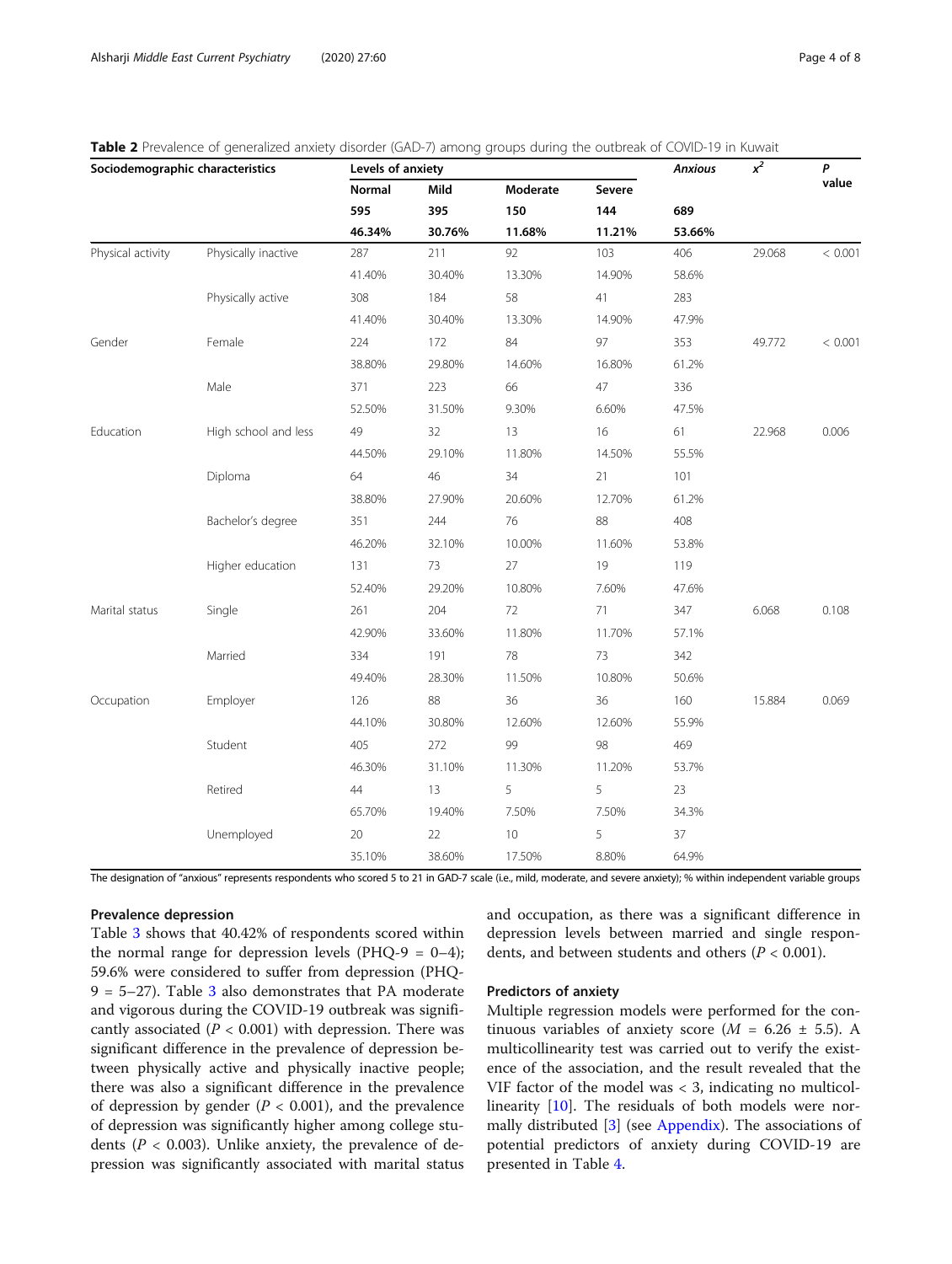**Table 2** Prevalence of generalized anxiety disorder (GAD-7) among groups during the outbreak of COVID-19 in Kuwait

| Sociodemographic characteristics | | Levels of anxiety | | | | Anxious | $x^2$ | P value |
|---|---|---|---|---|---|---|---|---|
| | | Normal | Mild | Moderate | Severe | | | |
| | | 595 | 395 | 150 | 144 | 689 | | |
| | | 46.34% | 30.76% | 11.68% | 11.21% | 53.66% | | |
| Physical activity | Physically inactive | 287 | 211 | 92 | 103 | 406 | 29.068 | < 0.001 |
| | | 41.40% | 30.40% | 13.30% | 14.90% | 58.6% | | |
| | Physically active | 308 | 184 | 58 | 41 | 283 | | |
| | | 41.40% | 30.40% | 13.30% | 14.90% | 47.9% | | |
| Gender | Female | 224 | 172 | 84 | 97 | 353 | 49.772 | < 0.001 |
| | | 38.80% | 29.80% | 14.60% | 16.80% | 61.2% | | |
| | Male | 371 | 223 | 66 | 47 | 336 | | |
| | | 52.50% | 31.50% | 9.30% | 6.60% | 47.5% | | |
| Education | High school and less | 49 | 32 | 13 | 16 | 61 | 22.968 | 0.006 |
| | | 44.50% | 29.10% | 11.80% | 14.50% | 55.5% | | |
| | Diploma | 64 | 46 | 34 | 21 | 101 | | |
| | | 38.80% | 27.90% | 20.60% | 12.70% | 61.2% | | |
| | Bachelor's degree | 351 | 244 | 76 | 88 | 408 | | |
| | | 46.20% | 32.10% | 10.00% | 11.60% | 53.8% | | |
| | Higher education | 131 | 73 | 27 | 19 | 119 | | |
| | | 52.40% | 29.20% | 10.80% | 7.60% | 47.6% | | |
| Marital status | Single | 261 | 204 | 72 | 71 | 347 | 6.068 | 0.108 |
| | | 42.90% | 33.60% | 11.80% | 11.70% | 57.1% | | |
| | Married | 334 | 191 | 78 | 73 | 342 | | |
| | | 49.40% | 28.30% | 11.50% | 10.80% | 50.6% | | |
| Occupation | Employer | 126 | 88 | 36 | 36 | 160 | 15.884 | 0.069 |
| | | 44.10% | 30.80% | 12.60% | 12.60% | 55.9% | | |
| | Student | 405 | 272 | 99 | 98 | 469 | | |
| | | 46.30% | 31.10% | 11.30% | 11.20% | 53.7% | | |
| | Retired | 44 | 13 | 5 | 5 | 23 | | |
| | | 65.70% | 19.40% | 7.50% | 7.50% | 34.3% | | |
| | Unemployed | 20 | 22 | 10 | 5 | 37 | | |
| | | 35.10% | 38.60% | 17.50% | 8.80% | 64.9% | | |

The designation of "anxious" represents respondents who scored 5 to 21 in GAD-7 scale (i.e., mild, moderate, and severe anxiety); % within independent variable groups

### Prevalence depression

Table 3 shows that 40.42% of respondents scored within the normal range for depression levels (PHQ-9 = 0–4); 59.6% were considered to suffer from depression (PHQ-9 = 5–27). Table 3 also demonstrates that PA moderate and vigorous during the COVID-19 outbreak was significantly associated ($P < 0.001$) with depression. There was significant difference in the prevalence of depression between physically active and physically inactive people; there was also a significant difference in the prevalence of depression by gender ($P < 0.001$), and the prevalence of depression was significantly higher among college students ($P < 0.003$). Unlike anxiety, the prevalence of depression was significantly associated with marital status and occupation, as there was a significant difference in depression levels between married and single respondents, and between students and others ($P < 0.001$).

### Predictors of anxiety

Multiple regression models were performed for the continuous variables of anxiety score ($M = 6.26 \pm 5.5$). A multicollinearity test was carried out to verify the existence of the association, and the result revealed that the VIF factor of the model was < 3, indicating no multicollinearity [10]. The residuals of both models were normally distributed [3] (see Appendix). The associations of potential predictors of anxiety during COVID-19 are presented in Table 4.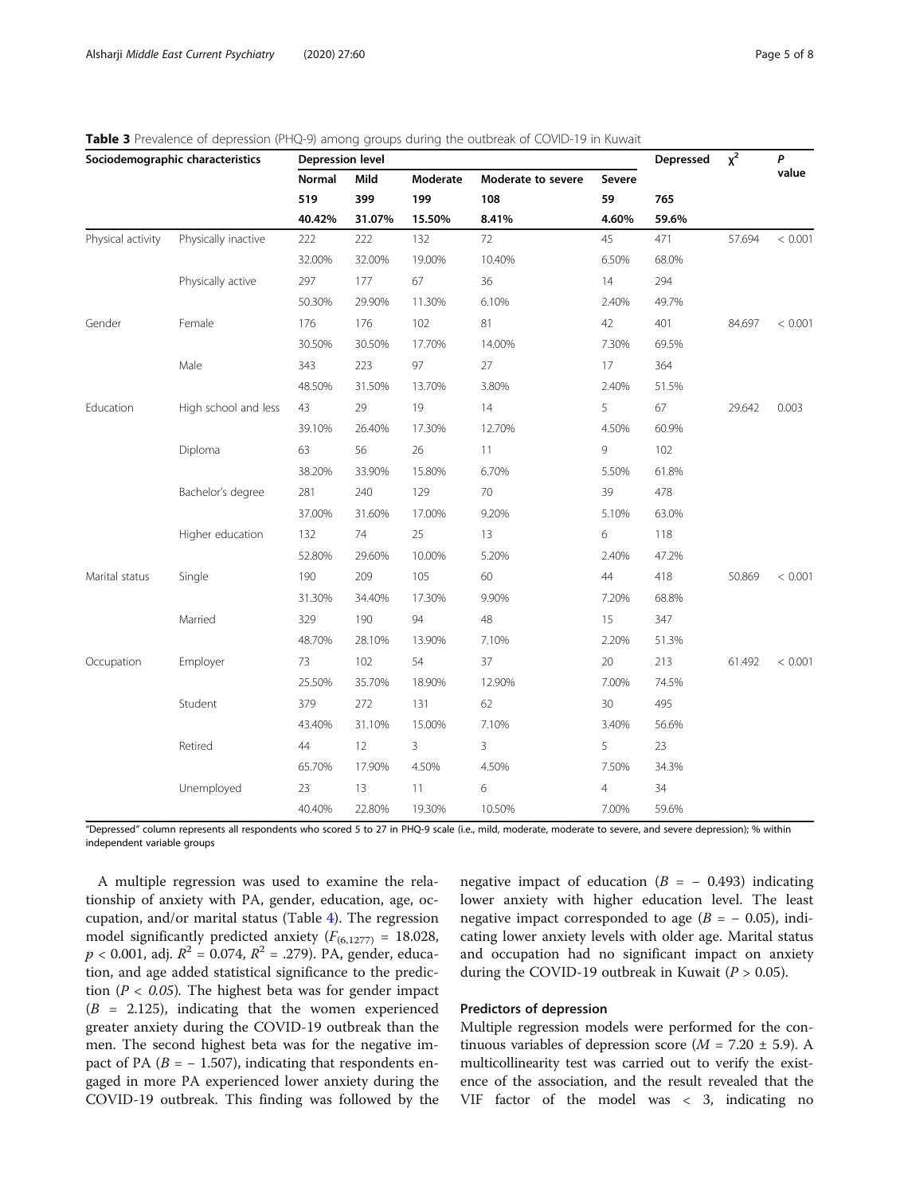**Table 3** Prevalence of depression (PHQ-9) among groups during the outbreak of COVID-19 in Kuwait

| Sociodemographic characteristics | | Depression level | | | | | Depressed | $\chi^2$ | *P* value |
|---|---|---|---|---|---|---|---|---|---|
| | | **Normal** | **Mild** | **Moderate** | **Moderate to severe** | **Severe** | | | |
| | | **519** | **399** | **199** | **108** | **59** | **765** | | |
| | | **40.42%** | **31.07%** | **15.50%** | **8.41%** | **4.60%** | **59.6%** | | |
| Physical activity | Physically inactive | 222 | 222 | 132 | 72 | 45 | 471 | 57.694 | < 0.001 |
| | | 32.00% | 32.00% | 19.00% | 10.40% | 6.50% | 68.0% | | |
| | Physically active | 297 | 177 | 67 | 36 | 14 | 294 | | |
| | | 50.30% | 29.90% | 11.30% | 6.10% | 2.40% | 49.7% | | |
| Gender | Female | 176 | 176 | 102 | 81 | 42 | 401 | 84.697 | < 0.001 |
| | | 30.50% | 30.50% | 17.70% | 14.00% | 7.30% | 69.5% | | |
| | Male | 343 | 223 | 97 | 27 | 17 | 364 | | |
| | | 48.50% | 31.50% | 13.70% | 3.80% | 2.40% | 51.5% | | |
| Education | High school and less | 43 | 29 | 19 | 14 | 5 | 67 | 29.642 | 0.003 |
| | | 39.10% | 26.40% | 17.30% | 12.70% | 4.50% | 60.9% | | |
| | Diploma | 63 | 56 | 26 | 11 | 9 | 102 | | |
| | | 38.20% | 33.90% | 15.80% | 6.70% | 5.50% | 61.8% | | |
| | Bachelor's degree | 281 | 240 | 129 | 70 | 39 | 478 | | |
| | | 37.00% | 31.60% | 17.00% | 9.20% | 5.10% | 63.0% | | |
| | Higher education | 132 | 74 | 25 | 13 | 6 | 118 | | |
| | | 52.80% | 29.60% | 10.00% | 5.20% | 2.40% | 47.2% | | |
| Marital status | Single | 190 | 209 | 105 | 60 | 44 | 418 | 50.869 | < 0.001 |
| | | 31.30% | 34.40% | 17.30% | 9.90% | 7.20% | 68.8% | | |
| | Married | 329 | 190 | 94 | 48 | 15 | 347 | | |
| | | 48.70% | 28.10% | 13.90% | 7.10% | 2.20% | 51.3% | | |
| Occupation | Employer | 73 | 102 | 54 | 37 | 20 | 213 | 61.492 | < 0.001 |
| | | 25.50% | 35.70% | 18.90% | 12.90% | 7.00% | 74.5% | | |
| | Student | 379 | 272 | 131 | 62 | 30 | 495 | | |
| | | 43.40% | 31.10% | 15.00% | 7.10% | 3.40% | 56.6% | | |
| | Retired | 44 | 12 | 3 | 3 | 5 | 23 | | |
| | | 65.70% | 17.90% | 4.50% | 4.50% | 7.50% | 34.3% | | |
| | Unemployed | 23 | 13 | 11 | 6 | 4 | 34 | | |
| | | 40.40% | 22.80% | 19.30% | 10.50% | 7.00% | 59.6% | | |

"Depressed" column represents all respondents who scored 5 to 27 in PHQ-9 scale (i.e., mild, moderate, moderate to severe, and severe depression); % within independent variable groups

A multiple regression was used to examine the relationship of anxiety with PA, gender, education, age, occupation, and/or marital status (Table 4). The regression model significantly predicted anxiety ($F_{(6,1277)}$ = 18.028, $p$ < 0.001, adj. $R^2$ = 0.074, $R^2$ = .279). PA, gender, education, and age added statistical significance to the prediction ($P$ < 0.05). The highest beta was for gender impact ($B$ = 2.125), indicating that the women experienced greater anxiety during the COVID-19 outbreak than the men. The second highest beta was for the negative impact of PA ($B$ = − 1.507), indicating that respondents engaged in more PA experienced lower anxiety during the COVID-19 outbreak. This finding was followed by the negative impact of education ($B$ = − 0.493) indicating lower anxiety with higher education level. The least negative impact corresponded to age ($B$ = − 0.05), indicating lower anxiety levels with older age. Marital status and occupation had no significant impact on anxiety during the COVID-19 outbreak in Kuwait ($P$ > 0.05).

### Predictors of depression

Multiple regression models were performed for the continuous variables of depression score ($M$ = 7.20 ± 5.9). A multicollinearity test was carried out to verify the existence of the association, and the result revealed that the VIF factor of the model was < 3, indicating no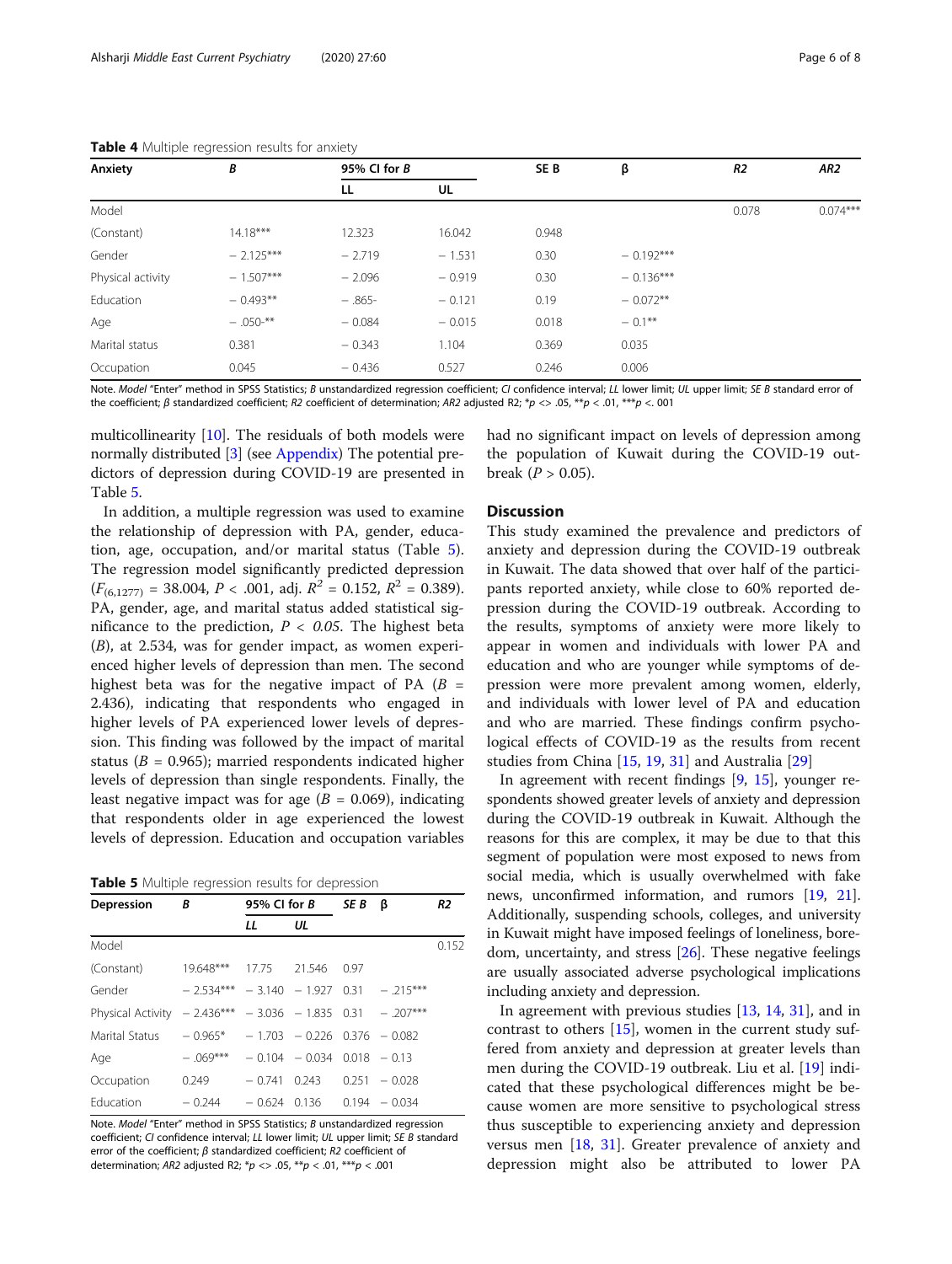**Table 4** Multiple regression results for anxiety

| Anxiety | *B* | 95% CI for *B* | | SE B | β | *R2* | *AR2* |
|---|---|---|---|---|---|---|---|
| | | LL | UL | | | | |
| Model | | | | | | 0.078 | 0.074*** |
| (Constant) | 14.18*** | 12.323 | 16.042 | 0.948 | | | |
| Gender | − 2.125*** | − 2.719 | − 1.531 | 0.30 | − 0.192*** | | |
| Physical activity | − 1.507*** | − 2.096 | − 0.919 | 0.30 | − 0.136*** | | |
| Education | − 0.493** | − .865- | − 0.121 | 0.19 | − 0.072** | | |
| Age | − .050-** | − 0.084 | − 0.015 | 0.018 | − 0.1** | | |
| Marital status | 0.381 | − 0.343 | 1.104 | 0.369 | 0.035 | | |
| Occupation | 0.045 | − 0.436 | 0.527 | 0.246 | 0.006 | | |

Note. *Model* "Enter" method in SPSS Statistics; *B* unstandardized regression coefficient; *CI* confidence interval; *LL* lower limit; *UL* upper limit; *SE B* standard error of the coefficient; *β* standardized coefficient; *R2* coefficient of determination; *AR2* adjusted R2; *p <> .05, **p < .01, ***p <. 001

multicollinearity [10]. The residuals of both models were normally distributed [3] (see Appendix) The potential predictors of depression during COVID-19 are presented in Table 5.

In addition, a multiple regression was used to examine the relationship of depression with PA, gender, education, age, occupation, and/or marital status (Table 5). The regression model significantly predicted depression ($F_{(6,1277)}$ = 38.004, $P$ < .001, adj. $R^2$ = 0.152, $R^2$ = 0.389). PA, gender, age, and marital status added statistical significance to the prediction, $P < 0.05$. The highest beta ($B$), at 2.534, was for gender impact, as women experienced higher levels of depression than men. The second highest beta was for the negative impact of PA ($B$ = 2.436), indicating that respondents who engaged in higher levels of PA experienced lower levels of depression. This finding was followed by the impact of marital status ($B$ = 0.965); married respondents indicated higher levels of depression than single respondents. Finally, the least negative impact was for age ($B$ = 0.069), indicating that respondents older in age experienced the lowest levels of depression. Education and occupation variables had no significant impact on levels of depression among the population of Kuwait during the COVID-19 outbreak ($P$ > 0.05).

**Table 5** Multiple regression results for depression

| Depression | *B* | 95% CI for *B* | | *SE B* | β | *R2* |
|---|---|---|---|---|---|---|
| | | *LL* | *UL* | | | |
| Model | | | | | | 0.152 |
| (Constant) | 19.648*** | 17.75 | 21.546 | 0.97 | | |
| Gender | − 2.534*** | − 3.140 | − 1.927 | 0.31 | − .215*** | |
| Physical Activity | − 2.436*** | − 3.036 | − 1.835 | 0.31 | − .207*** | |
| Marital Status | − 0.965* | − 1.703 | − 0.226 | 0.376 | − 0.082 | |
| Age | − .069*** | − 0.104 | − 0.034 | 0.018 | − 0.13 | |
| Occupation | 0.249 | − 0.741 | 0.243 | 0.251 | − 0.028 | |
| Education | − 0.244 | − 0.624 | 0.136 | 0.194 | − 0.034 | |

Note. *Model* "Enter" method in SPSS Statistics; *B* unstandardized regression coefficient; *CI* confidence interval; *LL* lower limit; *UL* upper limit; *SE B* standard error of the coefficient; *β* standardized coefficient; *R2* coefficient of determination; *AR2* adjusted R2; *p <> .05, **p < .01, ***p < .001

## Discussion

This study examined the prevalence and predictors of anxiety and depression during the COVID-19 outbreak in Kuwait. The data showed that over half of the participants reported anxiety, while close to 60% reported depression during the COVID-19 outbreak. According to the results, symptoms of anxiety were more likely to appear in women and individuals with lower PA and education and who are younger while symptoms of depression were more prevalent among women, elderly, and individuals with lower level of PA and education and who are married. These findings confirm psychological effects of COVID-19 as the results from recent studies from China [15, 19, 31] and Australia [29]

In agreement with recent findings [9, 15], younger respondents showed greater levels of anxiety and depression during the COVID-19 outbreak in Kuwait. Although the reasons for this are complex, it may be due to that this segment of population were most exposed to news from social media, which is usually overwhelmed with fake news, unconfirmed information, and rumors [19, 21]. Additionally, suspending schools, colleges, and university in Kuwait might have imposed feelings of loneliness, boredom, uncertainty, and stress [26]. These negative feelings are usually associated adverse psychological implications including anxiety and depression.

In agreement with previous studies [13, 14, 31], and in contrast to others [15], women in the current study suffered from anxiety and depression at greater levels than men during the COVID-19 outbreak. Liu et al. [19] indicated that these psychological differences might be because women are more sensitive to psychological stress thus susceptible to experiencing anxiety and depression versus men [18, 31]. Greater prevalence of anxiety and depression might also be attributed to lower PA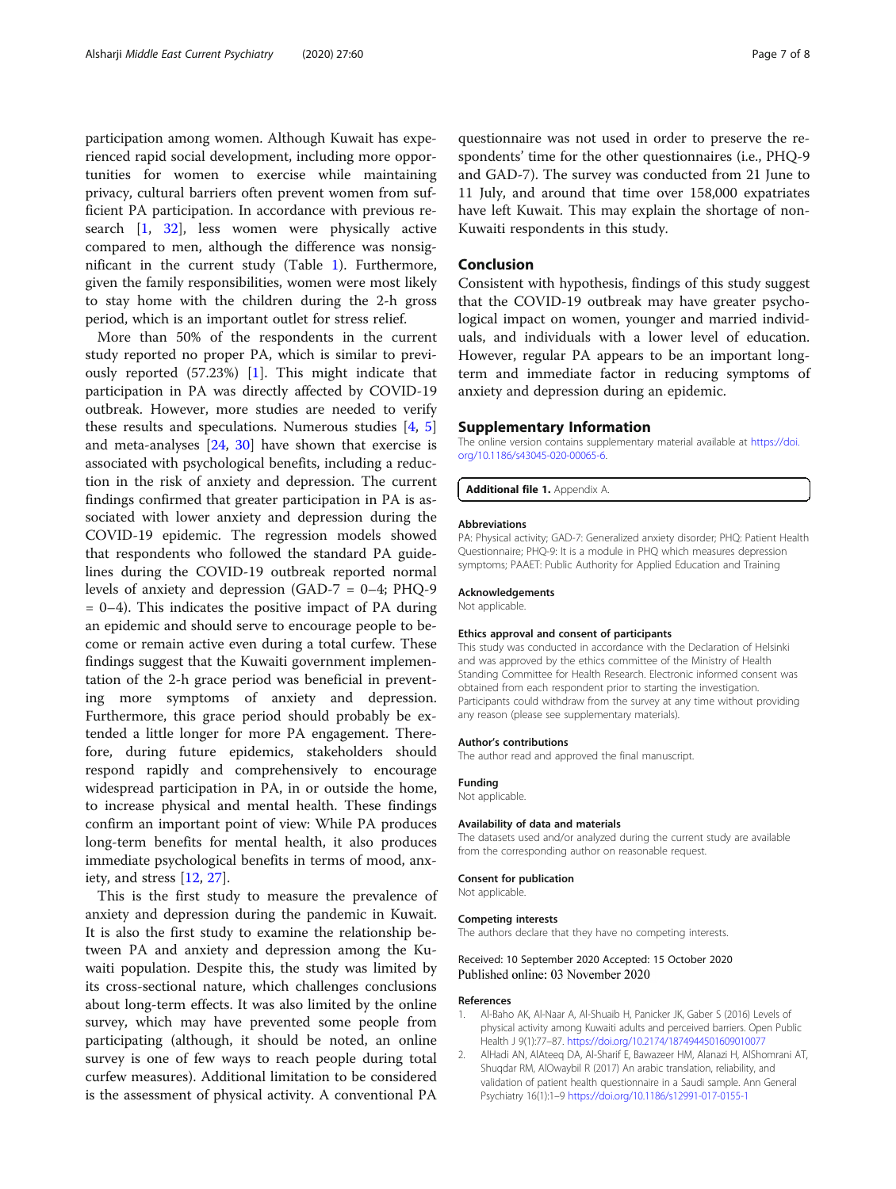participation among women. Although Kuwait has experienced rapid social development, including more opportunities for women to exercise while maintaining privacy, cultural barriers often prevent women from sufficient PA participation. In accordance with previous research [1, 32], less women were physically active compared to men, although the difference was nonsignificant in the current study (Table 1). Furthermore, given the family responsibilities, women were most likely to stay home with the children during the 2-h gross period, which is an important outlet for stress relief.

More than 50% of the respondents in the current study reported no proper PA, which is similar to previously reported (57.23%) [1]. This might indicate that participation in PA was directly affected by COVID-19 outbreak. However, more studies are needed to verify these results and speculations. Numerous studies [4, 5] and meta-analyses [24, 30] have shown that exercise is associated with psychological benefits, including a reduction in the risk of anxiety and depression. The current findings confirmed that greater participation in PA is associated with lower anxiety and depression during the COVID-19 epidemic. The regression models showed that respondents who followed the standard PA guidelines during the COVID-19 outbreak reported normal levels of anxiety and depression (GAD-7 = 0–4; PHQ-9 = 0–4). This indicates the positive impact of PA during an epidemic and should serve to encourage people to become or remain active even during a total curfew. These findings suggest that the Kuwaiti government implementation of the 2-h grace period was beneficial in preventing more symptoms of anxiety and depression. Furthermore, this grace period should probably be extended a little longer for more PA engagement. Therefore, during future epidemics, stakeholders should respond rapidly and comprehensively to encourage widespread participation in PA, in or outside the home, to increase physical and mental health. These findings confirm an important point of view: While PA produces long-term benefits for mental health, it also produces immediate psychological benefits in terms of mood, anxiety, and stress [12, 27].

This is the first study to measure the prevalence of anxiety and depression during the pandemic in Kuwait. It is also the first study to examine the relationship between PA and anxiety and depression among the Kuwaiti population. Despite this, the study was limited by its cross-sectional nature, which challenges conclusions about long-term effects. It was also limited by the online survey, which may have prevented some people from participating (although, it should be noted, an online survey is one of few ways to reach people during total curfew measures). Additional limitation to be considered is the assessment of physical activity. A conventional PA questionnaire was not used in order to preserve the respondents' time for the other questionnaires (i.e., PHQ-9 and GAD-7). The survey was conducted from 21 June to 11 July, and around that time over 158,000 expatriates have left Kuwait. This may explain the shortage of non-Kuwaiti respondents in this study.

## Conclusion

Consistent with hypothesis, findings of this study suggest that the COVID-19 outbreak may have greater psychological impact on women, younger and married individuals, and individuals with a lower level of education. However, regular PA appears to be an important long-term and immediate factor in reducing symptoms of anxiety and depression during an epidemic.

## Supplementary Information

The online version contains supplementary material available at https://doi.org/10.1186/s43045-020-00065-6.

**Additional file 1.** Appendix A.

#### Abbreviations

PA: Physical activity; GAD-7: Generalized anxiety disorder; PHQ: Patient Health Questionnaire; PHQ-9: It is a module in PHQ which measures depression symptoms; PAAET: Public Authority for Applied Education and Training

#### Acknowledgements

Not applicable.

#### Ethics approval and consent of participants

This study was conducted in accordance with the Declaration of Helsinki and was approved by the ethics committee of the Ministry of Health Standing Committee for Health Research. Electronic informed consent was obtained from each respondent prior to starting the investigation. Participants could withdraw from the survey at any time without providing any reason (please see supplementary materials).

#### Author's contributions

The author read and approved the final manuscript.

#### Funding

Not applicable.

#### Availability of data and materials

The datasets used and/or analyzed during the current study are available from the corresponding author on reasonable request.

#### Consent for publication

Not applicable.

#### Competing interests

The authors declare that they have no competing interests.

Received: 10 September 2020 Accepted: 15 October 2020
Published online: 03 November 2020

#### References

1. Al-Baho AK, Al-Naar A, Al-Shuaib H, Panicker JK, Gaber S (2016) Levels of physical activity among Kuwaiti adults and perceived barriers. Open Public Health J 9(1):77–87. https://doi.org/10.2174/1874944501609010077
2. AlHadi AN, AlAteeq DA, Al-Sharif E, Bawazeer HM, Alanazi H, AlShomrani AT, Shuqdar RM, AlOwaybil R (2017) An arabic translation, reliability, and validation of patient health questionnaire in a Saudi sample. Ann General Psychiatry 16(1):1–9 https://doi.org/10.1186/s12991-017-0155-1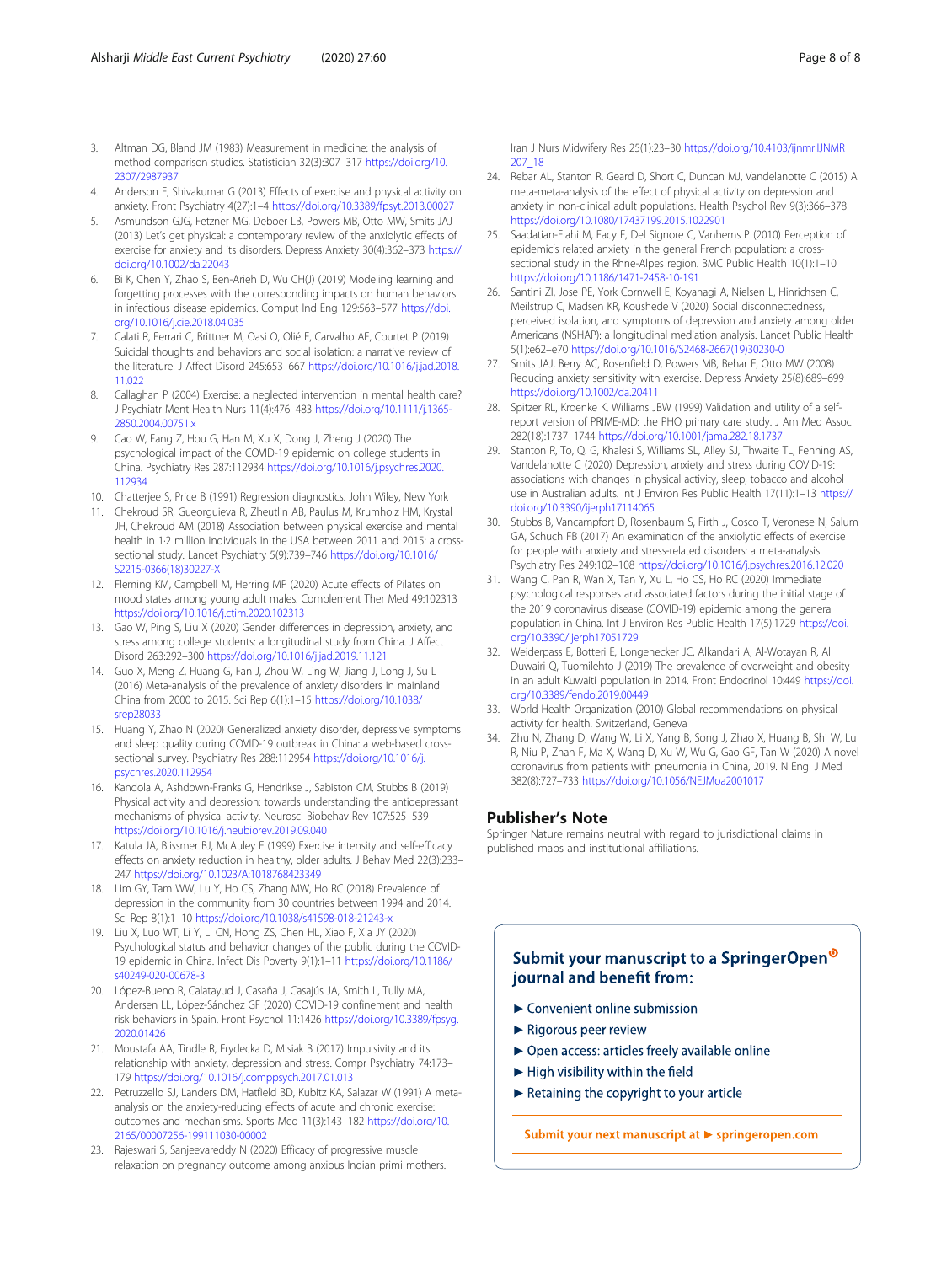3. Altman DG, Bland JM (1983) Measurement in medicine: the analysis of method comparison studies. Statistician 32(3):307–317 https://doi.org/10.2307/2987937
4. Anderson E, Shivakumar G (2013) Effects of exercise and physical activity on anxiety. Front Psychiatry 4(27):1–4 https://doi.org/10.3389/fpsyt.2013.00027
5. Asmundson GJG, Fetzner MG, Deboer LB, Powers MB, Otto MW, Smits JAJ (2013) Let's get physical: a contemporary review of the anxiolytic effects of exercise for anxiety and its disorders. Depress Anxiety 30(4):362–373 https://doi.org/10.1002/da.22043
6. Bi K, Chen Y, Zhao S, Ben-Arieh D, Wu CH(J) (2019) Modeling learning and forgetting processes with the corresponding impacts on human behaviors in infectious disease epidemics. Comput Ind Eng 129:563–577 https://doi.org/10.1016/j.cie.2018.04.035
7. Calati R, Ferrari C, Brittner M, Oasi O, Olié E, Carvalho AF, Courtet P (2019) Suicidal thoughts and behaviors and social isolation: a narrative review of the literature. J Affect Disord 245:653–667 https://doi.org/10.1016/j.jad.2018.11.022
8. Callaghan P (2004) Exercise: a neglected intervention in mental health care? J Psychiatr Ment Health Nurs 11(4):476–483 https://doi.org/10.1111/j.1365-2850.2004.00751.x
9. Cao W, Fang Z, Hou G, Han M, Xu X, Dong J, Zheng J (2020) The psychological impact of the COVID-19 epidemic on college students in China. Psychiatry Res 287:112934 https://doi.org/10.1016/j.psychres.2020.112934
10. Chatterjee S, Price B (1991) Regression diagnostics. John Wiley, New York
11. Chekroud SR, Gueorguieva R, Zheutlin AB, Paulus M, Krumholz HM, Krystal JH, Chekroud AM (2018) Association between physical exercise and mental health in 1·2 million individuals in the USA between 2011 and 2015: a cross-sectional study. Lancet Psychiatry 5(9):739–746 https://doi.org/10.1016/S2215-0366(18)30227-X
12. Fleming KM, Campbell M, Herring MP (2020) Acute effects of Pilates on mood states among young adult males. Complement Ther Med 49:102313 https://doi.org/10.1016/j.ctim.2020.102313
13. Gao W, Ping S, Liu X (2020) Gender differences in depression, anxiety, and stress among college students: a longitudinal study from China. J Affect Disord 263:292–300 https://doi.org/10.1016/j.jad.2019.11.121
14. Guo X, Meng Z, Huang G, Fan J, Zhou W, Ling W, Jiang J, Long J, Su L (2016) Meta-analysis of the prevalence of anxiety disorders in mainland China from 2000 to 2015. Sci Rep 6(1):1–15 https://doi.org/10.1038/srep28033
15. Huang Y, Zhao N (2020) Generalized anxiety disorder, depressive symptoms and sleep quality during COVID-19 outbreak in China: a web-based cross-sectional survey. Psychiatry Res 288:112954 https://doi.org/10.1016/j.psychres.2020.112954
16. Kandola A, Ashdown-Franks G, Hendrikse J, Sabiston CM, Stubbs B (2019) Physical activity and depression: towards understanding the antidepressant mechanisms of physical activity. Neurosci Biobehav Rev 107:525–539 https://doi.org/10.1016/j.neubiorev.2019.09.040
17. Katula JA, Blissmer BJ, McAuley E (1999) Exercise intensity and self-efficacy effects on anxiety reduction in healthy, older adults. J Behav Med 22(3):233–247 https://doi.org/10.1023/A:1018768423349
18. Lim GY, Tam WW, Lu Y, Ho CS, Zhang MW, Ho RC (2018) Prevalence of depression in the community from 30 countries between 1994 and 2014. Sci Rep 8(1):1–10 https://doi.org/10.1038/s41598-018-21243-x
19. Liu X, Luo WT, Li Y, Li CN, Hong ZS, Chen HL, Xiao F, Xia JY (2020) Psychological status and behavior changes of the public during the COVID-19 epidemic in China. Infect Dis Poverty 9(1):1–11 https://doi.org/10.1186/s40249-020-00678-3
20. López-Bueno R, Calatayud J, Casaña J, Casajús JA, Smith L, Tully MA, Andersen LL, López-Sánchez GF (2020) COVID-19 confinement and health risk behaviors in Spain. Front Psychol 11:1426 https://doi.org/10.3389/fpsyg.2020.01426
21. Moustafa AA, Tindle R, Frydecka D, Misiak B (2017) Impulsivity and its relationship with anxiety, depression and stress. Compr Psychiatry 74:173–179 https://doi.org/10.1016/j.comppsych.2017.01.013
22. Petruzzello SJ, Landers DM, Hatfield BD, Kubitz KA, Salazar W (1991) A meta-analysis on the anxiety-reducing effects of acute and chronic exercise: outcomes and mechanisms. Sports Med 11(3):143–182 https://doi.org/10.2165/00007256-199111030-00002
23. Rajeswari S, Sanjeevareddy N (2020) Efficacy of progressive muscle relaxation on pregnancy outcome among anxious Indian primi mothers. Iran J Nurs Midwifery Res 25(1):23–30 https://doi.org/10.4103/ijnmr.IJNMR_207_18
24. Rebar AL, Stanton R, Geard D, Short C, Duncan MJ, Vandelanotte C (2015) A meta-meta-analysis of the effect of physical activity on depression and anxiety in non-clinical adult populations. Health Psychol Rev 9(3):366–378 https://doi.org/10.1080/17437199.2015.1022901
25. Saadatian-Elahi M, Facy F, Del Signore C, Vanhems P (2010) Perception of epidemic's related anxiety in the general French population: a cross-sectional study in the Rhne-Alpes region. BMC Public Health 10(1):1–10 https://doi.org/10.1186/1471-2458-10-191
26. Santini ZI, Jose PE, York Cornwell E, Koyanagi A, Nielsen L, Hinrichsen C, Meilstrup C, Madsen KR, Koushede V (2020) Social disconnectedness, perceived isolation, and symptoms of depression and anxiety among older Americans (NSHAP): a longitudinal mediation analysis. Lancet Public Health 5(1):e62–e70 https://doi.org/10.1016/S2468-2667(19)30230-0
27. Smits JAJ, Berry AC, Rosenfield D, Powers MB, Behar E, Otto MW (2008) Reducing anxiety sensitivity with exercise. Depress Anxiety 25(8):689–699 https://doi.org/10.1002/da.20411
28. Spitzer RL, Kroenke K, Williams JBW (1999) Validation and utility of a self-report version of PRIME-MD: the PHQ primary care study. J Am Med Assoc 282(18):1737–1744 https://doi.org/10.1001/jama.282.18.1737
29. Stanton R, To, Q. G, Khalesi S, Williams SL, Alley SJ, Thwaite TL, Fenning AS, Vandelanotte C (2020) Depression, anxiety and stress during COVID-19: associations with changes in physical activity, sleep, tobacco and alcohol use in Australian adults. Int J Environ Res Public Health 17(11):1–13 https://doi.org/10.3390/ijerph17114065
30. Stubbs B, Vancampfort D, Rosenbaum S, Firth J, Cosco T, Veronese N, Salum GA, Schuch FB (2017) An examination of the anxiolytic effects of exercise for people with anxiety and stress-related disorders: a meta-analysis. Psychiatry Res 249:102–108 https://doi.org/10.1016/j.psychres.2016.12.020
31. Wang C, Pan R, Wan X, Tan Y, Xu L, Ho CS, Ho RC (2020) Immediate psychological responses and associated factors during the initial stage of the 2019 coronavirus disease (COVID-19) epidemic among the general population in China. Int J Environ Res Public Health 17(5):1729 https://doi.org/10.3390/ijerph17051729
32. Weiderpass E, Botteri E, Longenecker JC, Alkandari A, Al-Wotayan R, Al Duwairi Q, Tuomilehto J (2019) The prevalence of overweight and obesity in an adult Kuwaiti population in 2014. Front Endocrinol 10:449 https://doi.org/10.3389/fendo.2019.00449
33. World Health Organization (2010) Global recommendations on physical activity for health. Switzerland, Geneva
34. Zhu N, Zhang D, Wang W, Li X, Yang B, Song J, Zhao X, Huang B, Shi W, Lu R, Niu P, Zhan F, Ma X, Wang D, Xu W, Wu G, Gao GF, Tan W (2020) A novel coronavirus from patients with pneumonia in China, 2019. N Engl J Med 382(8):727–733 https://doi.org/10.1056/NEJMoa2001017

## Publisher's Note

Springer Nature remains neutral with regard to jurisdictional claims in published maps and institutional affiliations.

**Submit your manuscript to a SpringerOpen journal and benefit from:**

- Convenient online submission
- Rigorous peer review
- Open access: articles freely available online
- High visibility within the field
- Retaining the copyright to your article

**Submit your next manuscript at ► springeropen.com**